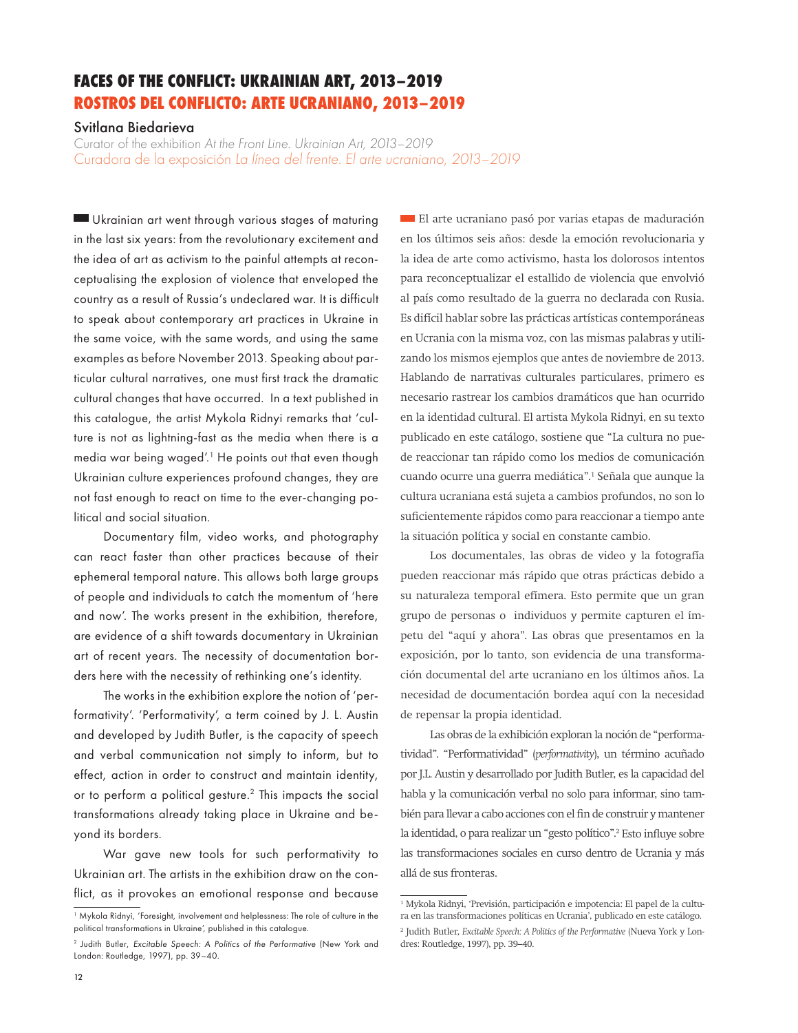# FACES OF THE CONFLICT: UKRAINIAN ART, 2013–2019

# ROSTROS DEL CONFLICTO: ARTE UCRANIANO, 2013–2019

Svitlana Biedarieva

Curator of the exhibition *At the Front Line. Ukrainian Art, 2013–2019*

Curadora de la exposición *La línea del frente. El arte ucraniano, 2013–2019*

Ukrainian art went through various stages of maturing in the last six years: from the revolutionary excitement and the idea of art as activism to the painful attempts at reconceptualising the explosion of violence that enveloped the country as a result of Russia's undeclared war. It is difficult to speak about contemporary art practices in Ukraine in the same voice, with the same words, and using the same examples as before November 2013. Speaking about particular cultural narratives, one must first track the dramatic cultural changes that have occurred. In a text published in this catalogue, the artist Mykola Ridnyi remarks that 'culture is not as lightning-fast as the media when there is a media war being waged'.[1] He points out that even though Ukrainian culture experiences profound changes, they are not fast enough to react on time to the ever-changing political and social situation.

Documentary film, video works, and photography can react faster than other practices because of their ephemeral temporal nature. This allows both large groups of people and individuals to catch the momentum of 'here and now'. The works present in the exhibition, therefore, are evidence of a shift towards documentary in Ukrainian art of recent years. The necessity of documentation borders here with the necessity of rethinking one's identity.

The works in the exhibition explore the notion of 'performativity'. 'Performativity', a term coined by J. L. Austin and developed by Judith Butler, is the capacity of speech and verbal communication not simply to inform, but to effect, action in order to construct and maintain identity, or to perform a political gesture.[2] This impacts the social transformations already taking place in Ukraine and beyond its borders.

War gave new tools for such performativity to Ukrainian art. The artists in the exhibition draw on the conflict, as it provokes an emotional response and because

[1] Mykola Ridnyi, 'Foresight, involvement and helplessness: The role of culture in the political transformations in Ukraine', published in this catalogue.

[2] Judith Butler, *Excitable Speech: A Politics of the Performative* (New York and London: Routledge, 1997), pp. 39–40.

El arte ucraniano pasó por varias etapas de maduración en los últimos seis años: desde la emoción revolucionaria y la idea de arte como activismo, hasta los dolorosos intentos para reconceptualizar el estallido de violencia que envolvió al país como resultado de la guerra no declarada con Rusia. Es difícil hablar sobre las prácticas artísticas contemporáneas en Ucrania con la misma voz, con las mismas palabras y utilizando los mismos ejemplos que antes de noviembre de 2013. Hablando de narrativas culturales particulares, primero es necesario rastrear los cambios dramáticos que han ocurrido en la identidad cultural. El artista Mykola Ridnyi, en su texto publicado en este catálogo, sostiene que "La cultura no puede reaccionar tan rápido como los medios de comunicación cuando ocurre una guerra mediática".[1] Señala que aunque la cultura ucraniana está sujeta a cambios profundos, no son lo suficientemente rápidos como para reaccionar a tiempo ante la situación política y social en constante cambio.

Los documentales, las obras de video y la fotografía pueden reaccionar más rápido que otras prácticas debido a su naturaleza temporal efímera. Esto permite que un gran grupo de personas o individuos y permite capturen el ímpetu del "aquí y ahora". Las obras que presentamos en la exposición, por lo tanto, son evidencia de una transformación documental del arte ucraniano en los últimos años. La necesidad de documentación bordea aquí con la necesidad de repensar la propia identidad.

Las obras de la exhibición exploran la noción de "performatividad". "Performatividad" (*performativity*), un término acuñado por J.L. Austin y desarrollado por Judith Butler, es la capacidad del habla y la comunicación verbal no solo para informar, sino también para llevar a cabo acciones con el fin de construir y mantener la identidad, o para realizar un "gesto político".[2] Esto influye sobre las transformaciones sociales en curso dentro de Ucrania y más allá de sus fronteras.

[1] Mykola Ridnyi, 'Previsión, participación e impotencia: El papel de la cultura en las transformaciones políticas en Ucrania', publicado en este catálogo.

[2] Judith Butler, *Excitable Speech: A Politics of the Performative* (Nueva York y Londres: Routledge, 1997), pp. 39–40.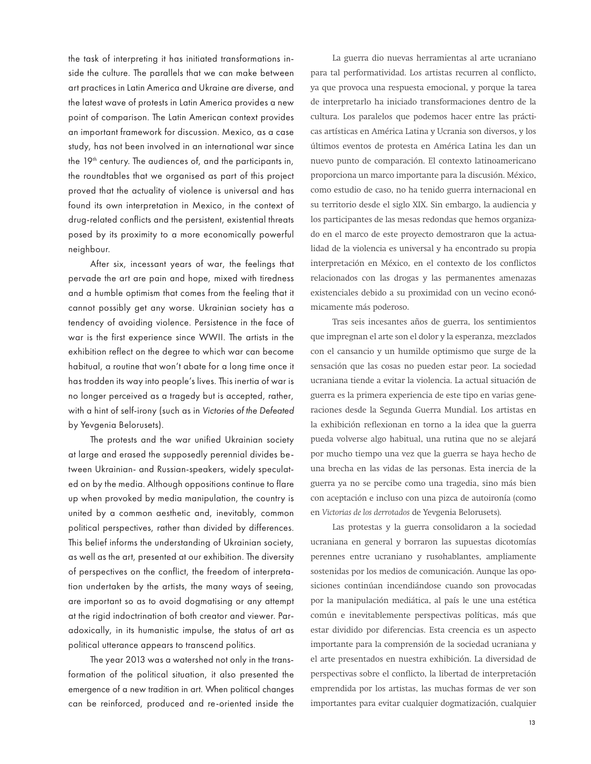the task of interpreting it has initiated transformations inside the culture. The parallels that we can make between art practices in Latin America and Ukraine are diverse, and the latest wave of protests in Latin America provides a new point of comparison. The Latin American context provides an important framework for discussion. Mexico, as a case study, has not been involved in an international war since the 19th century. The audiences of, and the participants in, the roundtables that we organised as part of this project proved that the actuality of violence is universal and has found its own interpretation in Mexico, in the context of drug-related conflicts and the persistent, existential threats posed by its proximity to a more economically powerful neighbour.

After six, incessant years of war, the feelings that pervade the art are pain and hope, mixed with tiredness and a humble optimism that comes from the feeling that it cannot possibly get any worse. Ukrainian society has a tendency of avoiding violence. Persistence in the face of war is the first experience since WWII. The artists in the exhibition reflect on the degree to which war can become habitual, a routine that won't abate for a long time once it has trodden its way into people's lives. This inertia of war is no longer perceived as a tragedy but is accepted, rather, with a hint of self-irony (such as in *Victories of the Defeated* by Yevgenia Belorusets).

The protests and the war unified Ukrainian society at large and erased the supposedly perennial divides between Ukrainian- and Russian-speakers, widely speculated on by the media. Although oppositions continue to flare up when provoked by media manipulation, the country is united by a common aesthetic and, inevitably, common political perspectives, rather than divided by differences. This belief informs the understanding of Ukrainian society, as well as the art, presented at our exhibition. The diversity of perspectives on the conflict, the freedom of interpretation undertaken by the artists, the many ways of seeing, are important so as to avoid dogmatising or any attempt at the rigid indoctrination of both creator and viewer. Paradoxically, in its humanistic impulse, the status of art as political utterance appears to transcend politics.

The year 2013 was a watershed not only in the transformation of the political situation, it also presented the emergence of a new tradition in art. When political changes can be reinforced, produced and re-oriented inside the

La guerra dio nuevas herramientas al arte ucraniano para tal performatividad. Los artistas recurren al conflicto, ya que provoca una respuesta emocional, y porque la tarea de interpretarlo ha iniciado transformaciones dentro de la cultura. Los paralelos que podemos hacer entre las prácticas artísticas en América Latina y Ucrania son diversos, y los últimos eventos de protesta en América Latina les dan un nuevo punto de comparación. El contexto latinoamericano proporciona un marco importante para la discusión. México, como estudio de caso, no ha tenido guerra internacional en su territorio desde el siglo XIX. Sin embargo, la audiencia y los participantes de las mesas redondas que hemos organizado en el marco de este proyecto demostraron que la actualidad de la violencia es universal y ha encontrado su propia interpretación en México, en el contexto de los conflictos relacionados con las drogas y las permanentes amenazas existenciales debido a su proximidad con un vecino económicamente más poderoso.

Tras seis incesantes años de guerra, los sentimientos que impregnan el arte son el dolor y la esperanza, mezclados con el cansancio y un humilde optimismo que surge de la sensación que las cosas no pueden estar peor. La sociedad ucraniana tiende a evitar la violencia. La actual situación de guerra es la primera experiencia de este tipo en varias generaciones desde la Segunda Guerra Mundial. Los artistas en la exhibición reflexionan en torno a la idea que la guerra pueda volverse algo habitual, una rutina que no se alejará por mucho tiempo una vez que la guerra se haya hecho de una brecha en las vidas de las personas. Esta inercia de la guerra ya no se percibe como una tragedia, sino más bien con aceptación e incluso con una pizca de autoironía (como en *Victorias de los derrotados* de Yevgenia Belorusets).

Las protestas y la guerra consolidaron a la sociedad ucraniana en general y borraron las supuestas dicotomías perennes entre ucraniano y rusohablantes, ampliamente sostenidas por los medios de comunicación. Aunque las oposiciones continúan incendiándose cuando son provocadas por la manipulación mediática, al país le une una estética común e inevitablemente perspectivas políticas, más que estar dividido por diferencias. Esta creencia es un aspecto importante para la comprensión de la sociedad ucraniana y el arte presentados en nuestra exhibición. La diversidad de perspectivas sobre el conflicto, la libertad de interpretación emprendida por los artistas, las muchas formas de ver son importantes para evitar cualquier dogmatización, cualquier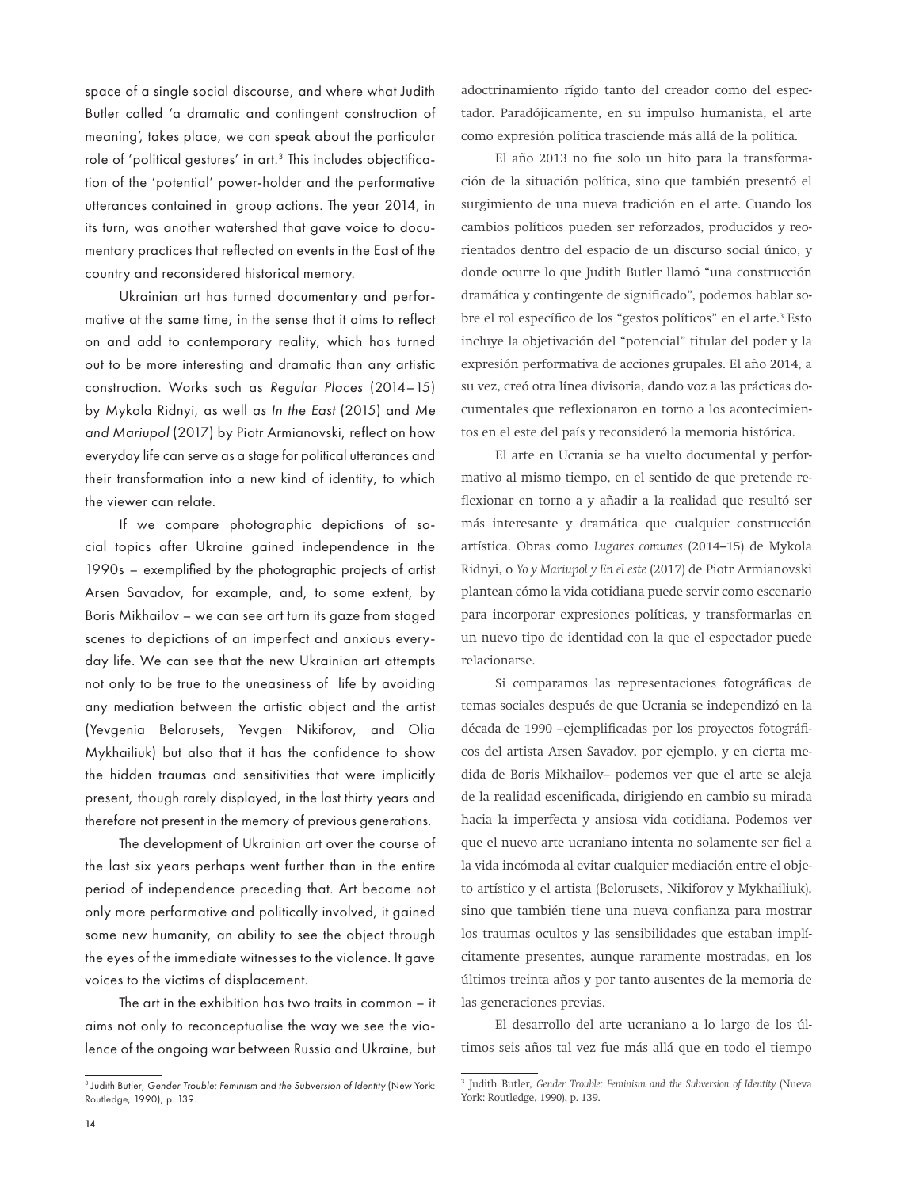space of a single social discourse, and where what Judith Butler called 'a dramatic and contingent construction of meaning', takes place, we can speak about the particular role of 'political gestures' in art.[3] This includes objectification of the 'potential' power-holder and the performative utterances contained in group actions. The year 2014, in its turn, was another watershed that gave voice to documentary practices that reflected on events in the East of the country and reconsidered historical memory.

Ukrainian art has turned documentary and performative at the same time, in the sense that it aims to reflect on and add to contemporary reality, which has turned out to be more interesting and dramatic than any artistic construction. Works such as *Regular Places* (2014–15) by Mykola Ridnyi, as well as *In the East* (2015) and *Me and Mariupol* (2017) by Piotr Armianovski, reflect on how everyday life can serve as a stage for political utterances and their transformation into a new kind of identity, to which the viewer can relate.

If we compare photographic depictions of social topics after Ukraine gained independence in the 1990s – exemplified by the photographic projects of artist Arsen Savadov, for example, and, to some extent, by Boris Mikhailov – we can see art turn its gaze from staged scenes to depictions of an imperfect and anxious everyday life. We can see that the new Ukrainian art attempts not only to be true to the uneasiness of life by avoiding any mediation between the artistic object and the artist (Yevgenia Belorusets, Yevgen Nikiforov, and Olia Mykhailiuk) but also that it has the confidence to show the hidden traumas and sensitivities that were implicitly present, though rarely displayed, in the last thirty years and therefore not present in the memory of previous generations.

The development of Ukrainian art over the course of the last six years perhaps went further than in the entire period of independence preceding that. Art became not only more performative and politically involved, it gained some new humanity, an ability to see the object through the eyes of the immediate witnesses to the violence. It gave voices to the victims of displacement.

The art in the exhibition has two traits in common – it aims not only to reconceptualise the way we see the violence of the ongoing war between Russia and Ukraine, but

[3] Judith Butler, *Gender Trouble: Feminism and the Subversion of Identity* (New York: Routledge, 1990), p. 139.

adoctrinamiento rígido tanto del creador como del espectador. Paradójicamente, en su impulso humanista, el arte como expresión política trasciende más allá de la política.

El año 2013 no fue solo un hito para la transformación de la situación política, sino que también presentó el surgimiento de una nueva tradición en el arte. Cuando los cambios políticos pueden ser reforzados, producidos y reorientados dentro del espacio de un discurso social único, y donde ocurre lo que Judith Butler llamó "una construcción dramática y contingente de significado", podemos hablar sobre el rol específico de los "gestos políticos" en el arte.[3] Esto incluye la objetivación del "potencial" titular del poder y la expresión performativa de acciones grupales. El año 2014, a su vez, creó otra línea divisoria, dando voz a las prácticas documentales que reflexionaron en torno a los acontecimientos en el este del país y reconsideró la memoria histórica.

El arte en Ucrania se ha vuelto documental y performativo al mismo tiempo, en el sentido de que pretende reflexionar en torno a y añadir a la realidad que resultó ser más interesante y dramática que cualquier construcción artística. Obras como *Lugares comunes* (2014–15) de Mykola Ridnyi, o *Yo y Mariupol y En el este* (2017) de Piotr Armianovski plantean cómo la vida cotidiana puede servir como escenario para incorporar expresiones políticas, y transformarlas en un nuevo tipo de identidad con la que el espectador puede relacionarse.

Si comparamos las representaciones fotográficas de temas sociales después de que Ucrania se independizó en la década de 1990 –ejemplificadas por los proyectos fotográficos del artista Arsen Savadov, por ejemplo, y en cierta medida de Boris Mikhailov– podemos ver que el arte se aleja de la realidad escenificada, dirigiendo en cambio su mirada hacia la imperfecta y ansiosa vida cotidiana. Podemos ver que el nuevo arte ucraniano intenta no solamente ser fiel a la vida incómoda al evitar cualquier mediación entre el objeto artístico y el artista (Belorusets, Nikiforov y Mykhailiuk), sino que también tiene una nueva confianza para mostrar los traumas ocultos y las sensibilidades que estaban implícitamente presentes, aunque raramente mostradas, en los últimos treinta años y por tanto ausentes de la memoria de las generaciones previas.

El desarrollo del arte ucraniano a lo largo de los últimos seis años tal vez fue más allá que en todo el tiempo

[3] Judith Butler, *Gender Trouble: Feminism and the Subversion of Identity* (Nueva York: Routledge, 1990), p. 139.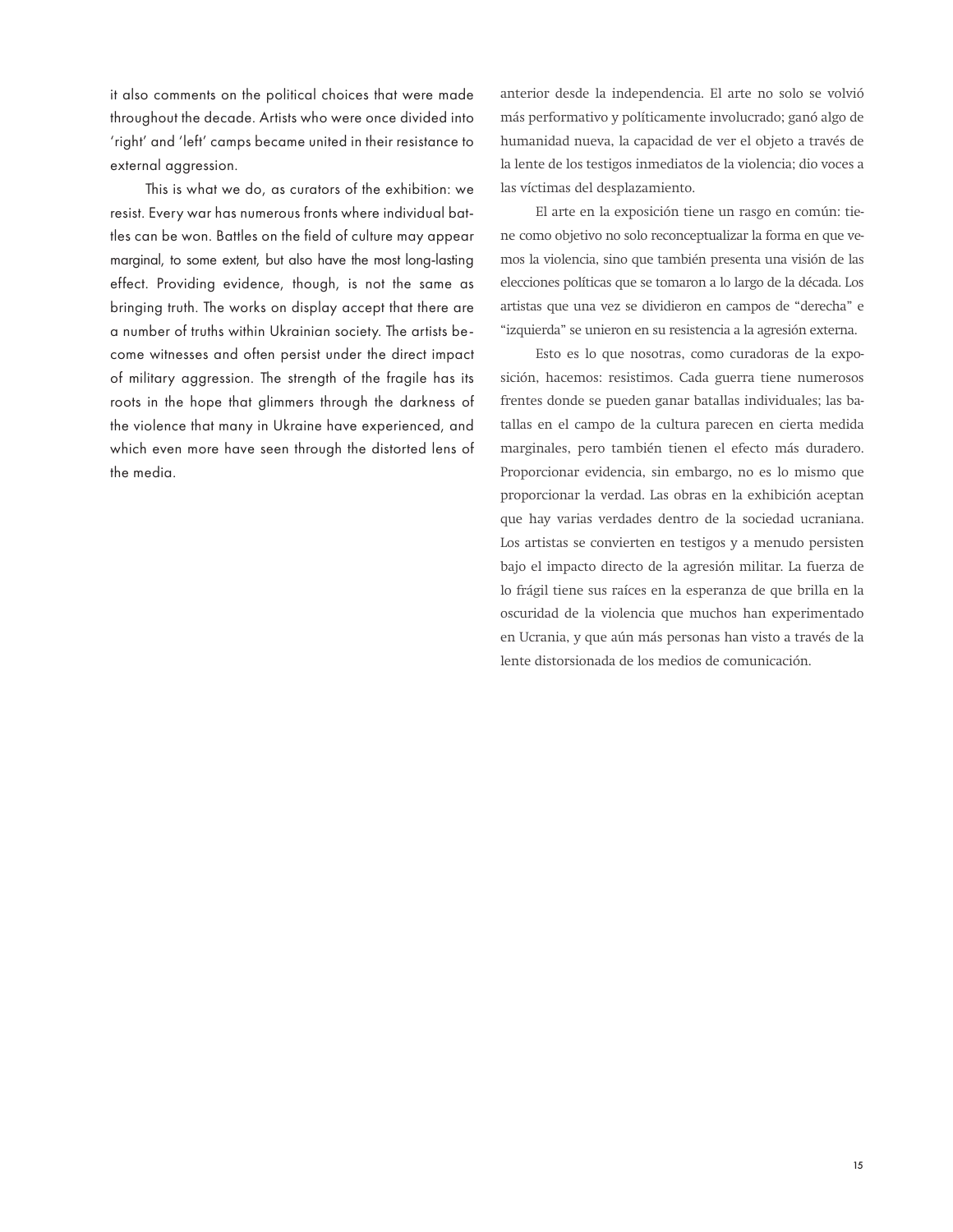it also comments on the political choices that were made throughout the decade. Artists who were once divided into 'right' and 'left' camps became united in their resistance to external aggression.

This is what we do, as curators of the exhibition: we resist. Every war has numerous fronts where individual battles can be won. Battles on the field of culture may appear marginal, to some extent, but also have the most long-lasting effect. Providing evidence, though, is not the same as bringing truth. The works on display accept that there are a number of truths within Ukrainian society. The artists become witnesses and often persist under the direct impact of military aggression. The strength of the fragile has its roots in the hope that glimmers through the darkness of the violence that many in Ukraine have experienced, and which even more have seen through the distorted lens of the media.

anterior desde la independencia. El arte no solo se volvió más performativo y políticamente involucrado; ganó algo de humanidad nueva, la capacidad de ver el objeto a través de la lente de los testigos inmediatos de la violencia; dio voces a las víctimas del desplazamiento.

El arte en la exposición tiene un rasgo en común: tiene como objetivo no solo reconceptualizar la forma en que vemos la violencia, sino que también presenta una visión de las elecciones políticas que se tomaron a lo largo de la década. Los artistas que una vez se dividieron en campos de "derecha" e "izquierda" se unieron en su resistencia a la agresión externa.

Esto es lo que nosotras, como curadoras de la exposición, hacemos: resistimos. Cada guerra tiene numerosos frentes donde se pueden ganar batallas individuales; las batallas en el campo de la cultura parecen en cierta medida marginales, pero también tienen el efecto más duradero. Proporcionar evidencia, sin embargo, no es lo mismo que proporcionar la verdad. Las obras en la exhibición aceptan que hay varias verdades dentro de la sociedad ucraniana. Los artistas se convierten en testigos y a menudo persisten bajo el impacto directo de la agresión militar. La fuerza de lo frágil tiene sus raíces en la esperanza de que brilla en la oscuridad de la violencia que muchos han experimentado en Ucrania, y que aún más personas han visto a través de la lente distorsionada de los medios de comunicación.